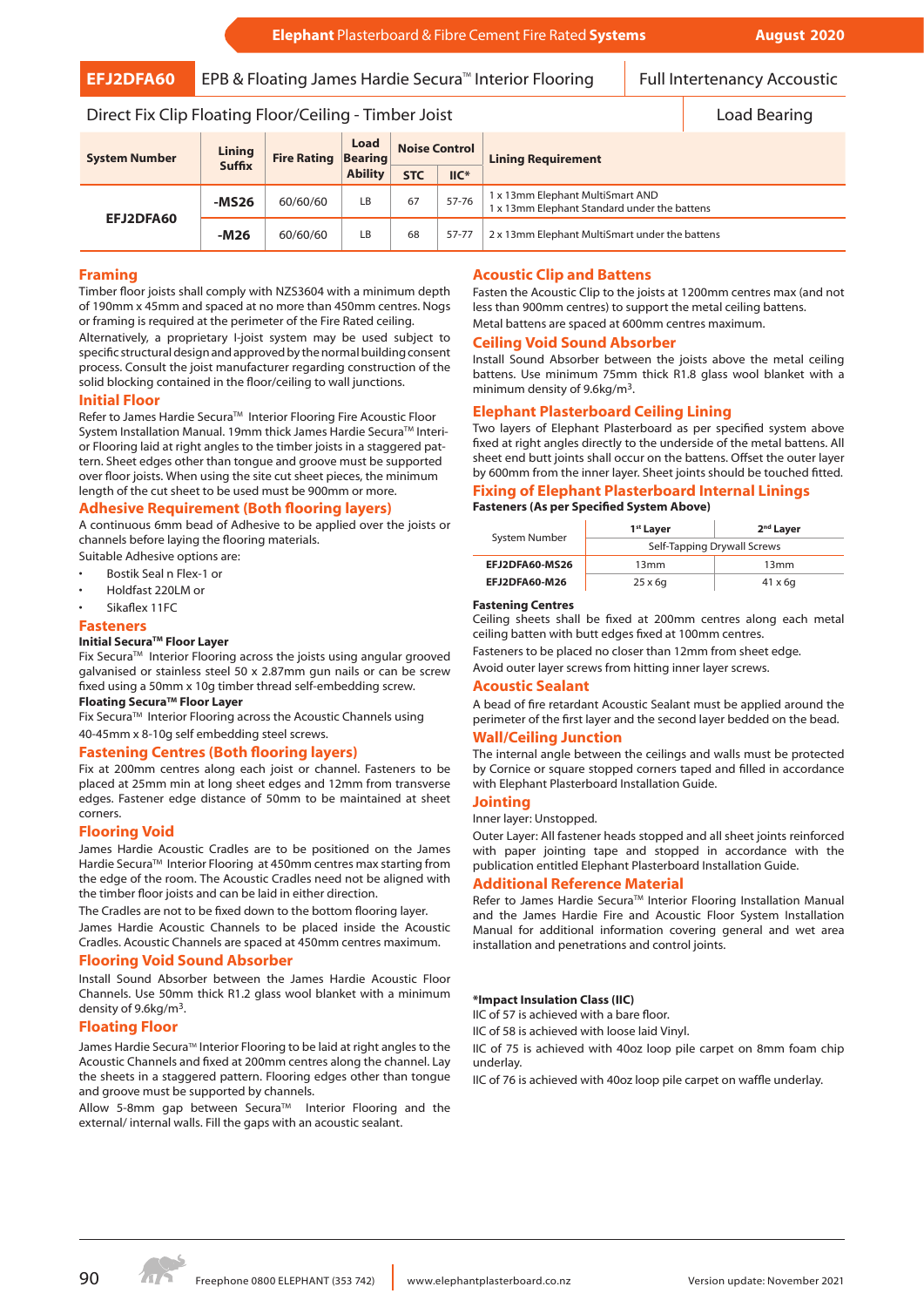# EFJ2DFA60 — EPB & Floating James Hardie Secura™ Interior Flooring — Full Intertenancy Accoustic

## Direct Fix Clip Floating Floor/Ceiling - Timber Joist — Load Bearing

| System Number | Lining Suffix | Fire Rating | Load Bearing Ability | Noise Control | | Lining Requirement |
|---|---|---|---|---|---|---|
| | | | | STC | IIC* | |
| EFJ2DFA60 | -MS26 | 60/60/60 | LB | 67 | 57-76 | 1 x 13mm Elephant MultiSmart AND 1 x 13mm Elephant Standard under the battens |
| | -M26 | 60/60/60 | LB | 68 | 57-77 | 2 x 13mm Elephant MultiSmart under the battens |

## Framing

Timber floor joists shall comply with NZS3604 with a minimum depth of 190mm x 45mm and spaced at no more than 450mm centres. Nogs or framing is required at the perimeter of the Fire Rated ceiling.

Alternatively, a proprietary I-joist system may be used subject to specific structural design and approved by the normal building consent process. Consult the joist manufacturer regarding construction of the solid blocking contained in the floor/ceiling to wall junctions.

## Initial Floor

Refer to James Hardie Secura™ Interior Flooring Fire Acoustic Floor System Installation Manual. 19mm thick James Hardie Secura™ Interior Flooring laid at right angles to the timber joists in a staggered pattern. Sheet edges other than tongue and groove must be supported over floor joists. When using the site cut sheet pieces, the minimum length of the cut sheet to be used must be 900mm or more.

## Adhesive Requirement (Both flooring layers)

A continuous 6mm bead of Adhesive to be applied over the joists or channels before laying the flooring materials.

Suitable Adhesive options are:

- Bostik Seal n Flex-1 or
- Holdfast 220LM or
- Sikaflex 11FC

## Fasteners

**Initial Secura™ Floor Layer**

Fix Secura™ Interior Flooring across the joists using angular grooved galvanised or stainless steel 50 x 2.87mm gun nails or can be screw fixed using a 50mm x 10g fine thread self-embedding screw.

**Floating Secura™ Floor Layer**

Fix Secura™ Interior Flooring across the Acoustic Channels using 40-45mm x 8-10g self embedding steel screws.

## Fastening Centres (Both flooring layers)

Fix at 200mm centres along each joist or channel. Fasteners to be placed at 25mm min at long sheet edges and 12mm from transverse edges. Fastener edge distance of 50mm to be maintained at sheet corners.

## Flooring Void

James Hardie Acoustic Cradles are to be positioned on the James Hardie Secura™ Interior Flooring at 450mm centres max starting from the edge of the room. The Acoustic Cradles need not be aligned with the timber floor joists and can be laid in either direction.

The Cradles are not to be fixed down to the bottom flooring layer.

James Hardie Acoustic Channels to be placed inside the Acoustic Cradles. Acoustic Channels are spaced at 450mm centres maximum.

## Flooring Void Sound Absorber

Install Sound Absorber between the James Hardie Acoustic Floor Channels. Use 50mm thick R1.2 glass wool blanket with a minimum density of 9.6kg/m³.

## Floating Floor

James Hardie Secura™ Interior Flooring to be laid at right angles to the Acoustic Channels and fixed at 200mm centres along the channel. Lay the sheets in a staggered pattern. Flooring edges other than tongue and groove must be supported by channels.

Allow 5-8mm gap between Secura™ Interior Flooring and the external/ internal walls. Fill the gaps with an acoustic sealant.

## Acoustic Clip and Battens

Fasten the Acoustic Clip to the joists at 1200mm centres max (and not less than 900mm centres) to support the metal ceiling battens.

Metal battens are spaced at 600mm centres maximum.

## Ceiling Void Sound Absorber

Install Sound Absorber between the joists above the metal ceiling battens. Use minimum 75mm thick R1.8 glass wool blanket with a minimum density of 9.6kg/m³.

## Elephant Plasterboard Ceiling Lining

Two layers of Elephant Plasterboard as per specified system above fixed at right angles directly to the underside of the metal battens. All sheet end butt joints shall occur on the battens. Offset the outer layer by 600mm from the inner layer. Sheet joints should be touched fitted.

## Fixing of Elephant Plasterboard Internal Linings

**Fasteners (As per Specified System Above)**

| System Number | 1st Layer | 2nd Layer |
|---|---|---|
| | Self-Tapping Drywall Screws | |
| EFJ2DFA60-MS26 | 13mm | 13mm |
| EFJ2DFA60-M26 | 25 x 6g | 41 x 6g |

**Fastening Centres**

Ceiling sheets shall be fixed at 200mm centres along each metal ceiling batten with butt edges fixed at 100mm centres.

Fasteners to be placed no closer than 12mm from sheet edge.

Avoid outer layer screws from hitting inner layer screws.

## Acoustic Sealant

A bead of fire retardant Acoustic Sealant must be applied around the perimeter of the first layer and the second layer bedded on the bead.

## Wall/Ceiling Junction

The internal angle between the ceilings and walls must be protected by Cornice or square stopped corners taped and filled in accordance with Elephant Plasterboard Installation Guide.

## Jointing

Inner layer: Unstopped.

Outer Layer: All fastener heads stopped and all sheet joints reinforced with paper jointing tape and stopped in accordance with the publication entitled Elephant Plasterboard Installation Guide.

## Additional Reference Material

Refer to James Hardie Secura™ Interior Flooring Installation Manual and the James Hardie Fire and Acoustic Floor System Installation Manual for additional information covering general and wet area installation and penetrations and control joints.

**\*Impact Insulation Class (IIC)**

IIC of 57 is achieved with a bare floor.

IIC of 58 is achieved with loose laid Vinyl.

IIC of 75 is achieved with 40oz loop pile carpet on 8mm foam chip underlay.

IIC of 76 is achieved with 40oz loop pile carpet on waffle underlay.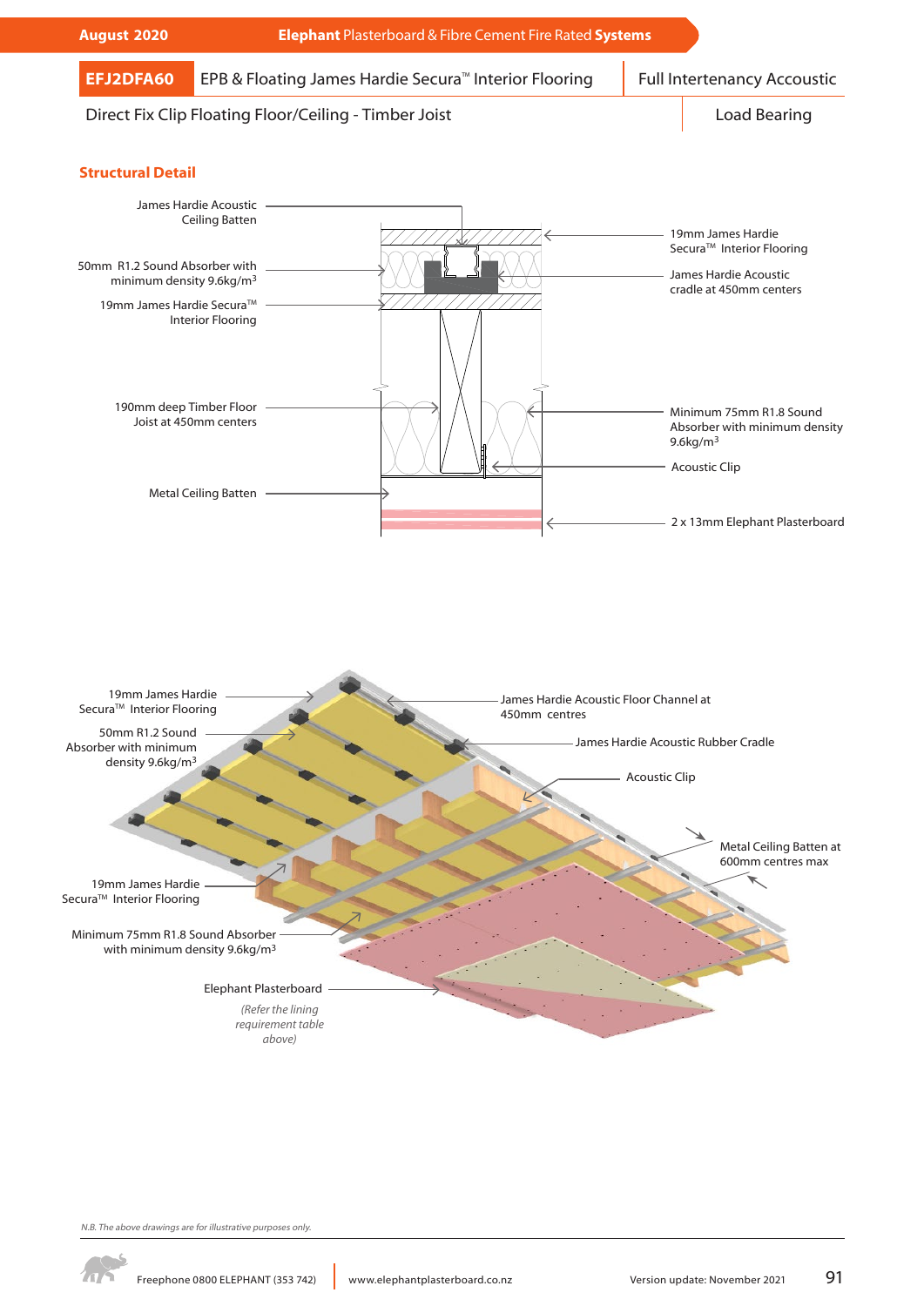**EFJ2DFA60** | EPB & Floating James Hardie Secura™ Interior Flooring | Full Intertenancy Accoustic

Direct Fix Clip Floating Floor/Ceiling - Timber Joist | Load Bearing

## Structural Detail

James Hardie Acoustic Ceiling Batten

50mm R1.2 Sound Absorber with minimum density 9.6kg/m$^3$

19mm James Hardie Secura™ Interior Flooring

190mm deep Timber Floor Joist at 450mm centers

Metal Ceiling Batten

19mm James Hardie Secura™ Interior Flooring

James Hardie Acoustic cradle at 450mm centers

Minimum 75mm R1.8 Sound Absorber with minimum density 9.6kg/m$^3$

Acoustic Clip

2 x 13mm Elephant Plasterboard

19mm James Hardie Secura™ Interior Flooring

50mm R1.2 Sound Absorber with minimum density 9.6kg/m$^3$

19mm James Hardie Secura™ Interior Flooring

Minimum 75mm R1.8 Sound Absorber with minimum density 9.6kg/m$^3$

Elephant Plasterboard

*(Refer the lining requirement table above)*

James Hardie Acoustic Floor Channel at 450mm centres

James Hardie Acoustic Rubber Cradle

Acoustic Clip

Metal Ceiling Batten at 600mm centres max

*N.B. The above drawings are for illustrative purposes only.*